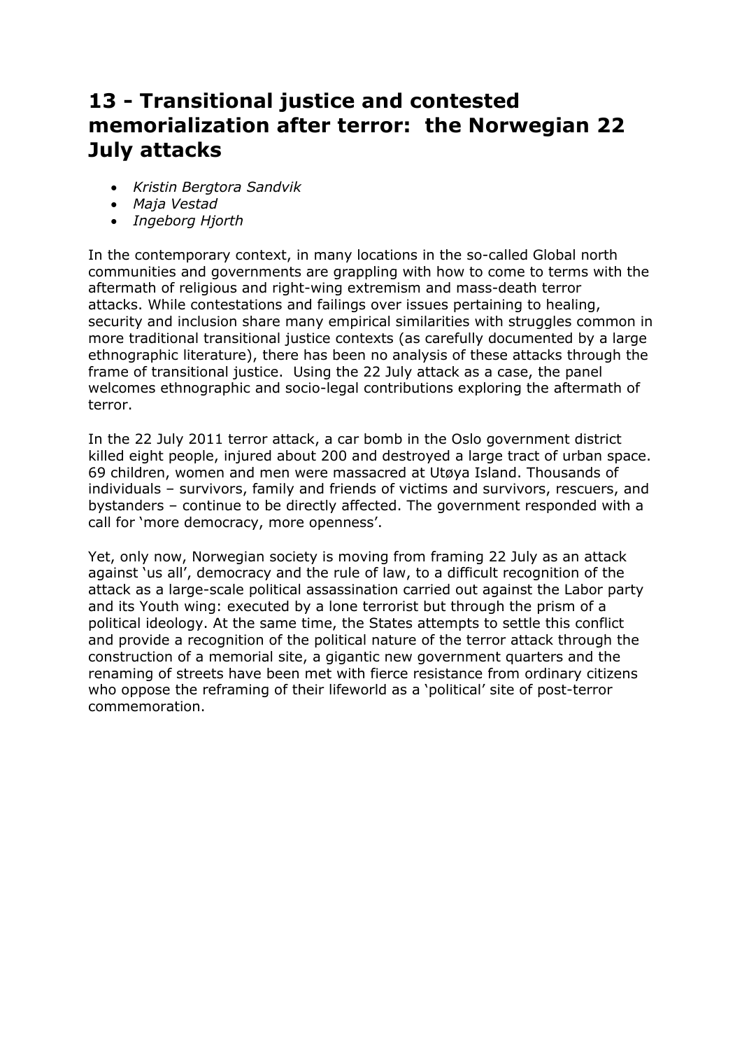# 13 - Transitional justice and contested memorialization after terror: the Norwegian 22 July attacks

- *Kristin Bergtora Sandvik*
- *Maja Vestad*
- *Ingeborg Hjorth*

In the contemporary context, in many locations in the so-called Global north communities and governments are grappling with how to come to terms with the aftermath of religious and right-wing extremism and mass-death terror attacks. While contestations and failings over issues pertaining to healing, security and inclusion share many empirical similarities with struggles common in more traditional transitional justice contexts (as carefully documented by a large ethnographic literature), there has been no analysis of these attacks through the frame of transitional justice. Using the 22 July attack as a case, the panel welcomes ethnographic and socio-legal contributions exploring the aftermath of terror.

In the 22 July 2011 terror attack, a car bomb in the Oslo government district killed eight people, injured about 200 and destroyed a large tract of urban space. 69 children, women and men were massacred at Utøya Island. Thousands of individuals – survivors, family and friends of victims and survivors, rescuers, and bystanders – continue to be directly affected. The government responded with a call for 'more democracy, more openness'.

Yet, only now, Norwegian society is moving from framing 22 July as an attack against 'us all', democracy and the rule of law, to a difficult recognition of the attack as a large-scale political assassination carried out against the Labor party and its Youth wing: executed by a lone terrorist but through the prism of a political ideology. At the same time, the States attempts to settle this conflict and provide a recognition of the political nature of the terror attack through the construction of a memorial site, a gigantic new government quarters and the renaming of streets have been met with fierce resistance from ordinary citizens who oppose the reframing of their lifeworld as a 'political' site of post-terror commemoration.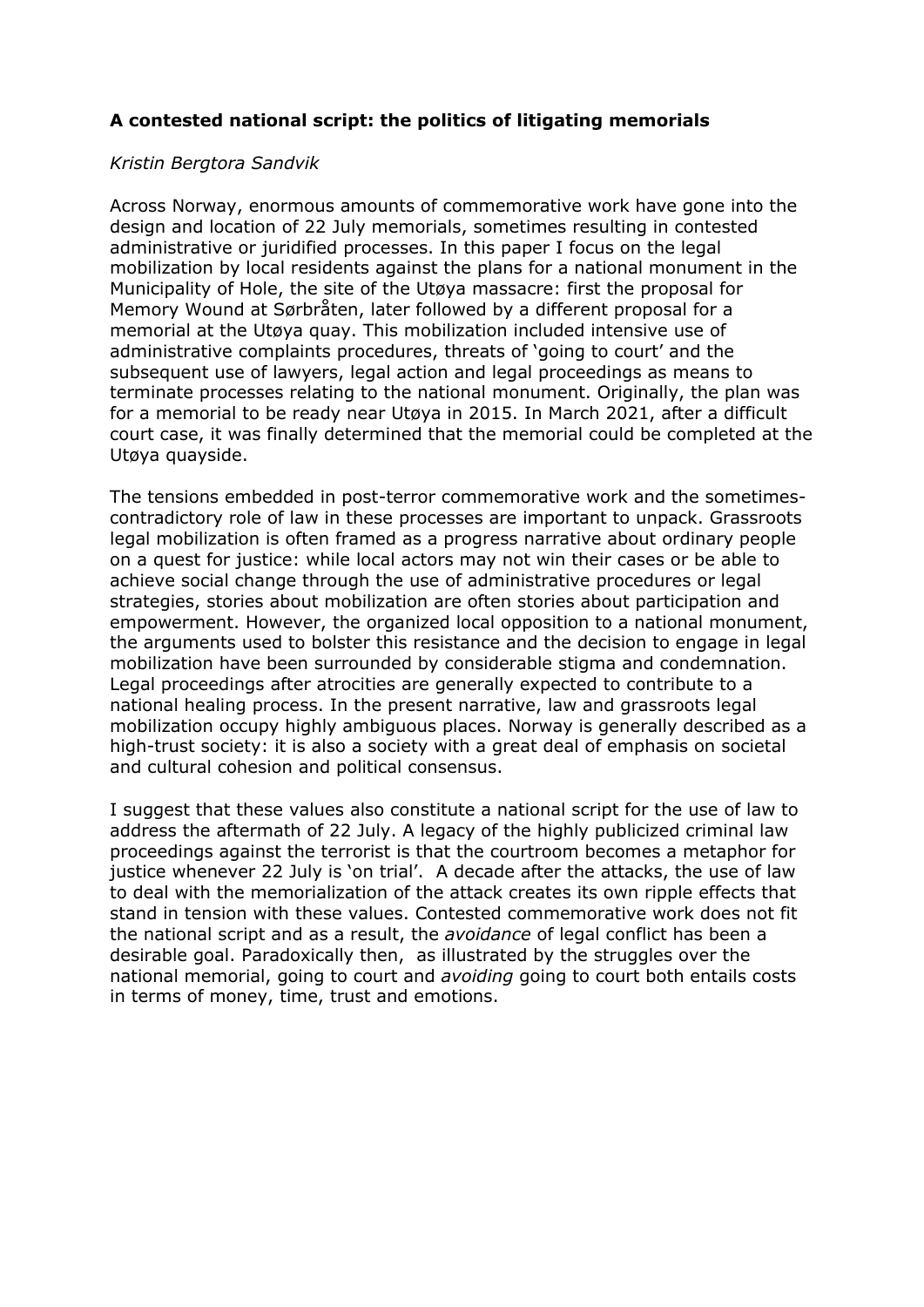**A contested national script: the politics of litigating memorials**

*Kristin Bergtora Sandvik*

Across Norway, enormous amounts of commemorative work have gone into the design and location of 22 July memorials, sometimes resulting in contested administrative or juridified processes. In this paper I focus on the legal mobilization by local residents against the plans for a national monument in the Municipality of Hole, the site of the Utøya massacre: first the proposal for Memory Wound at Sørbråten, later followed by a different proposal for a memorial at the Utøya quay. This mobilization included intensive use of administrative complaints procedures, threats of 'going to court' and the subsequent use of lawyers, legal action and legal proceedings as means to terminate processes relating to the national monument. Originally, the plan was for a memorial to be ready near Utøya in 2015. In March 2021, after a difficult court case, it was finally determined that the memorial could be completed at the Utøya quayside.

The tensions embedded in post-terror commemorative work and the sometimes-contradictory role of law in these processes are important to unpack. Grassroots legal mobilization is often framed as a progress narrative about ordinary people on a quest for justice: while local actors may not win their cases or be able to achieve social change through the use of administrative procedures or legal strategies, stories about mobilization are often stories about participation and empowerment. However, the organized local opposition to a national monument, the arguments used to bolster this resistance and the decision to engage in legal mobilization have been surrounded by considerable stigma and condemnation. Legal proceedings after atrocities are generally expected to contribute to a national healing process. In the present narrative, law and grassroots legal mobilization occupy highly ambiguous places. Norway is generally described as a high-trust society: it is also a society with a great deal of emphasis on societal and cultural cohesion and political consensus.

I suggest that these values also constitute a national script for the use of law to address the aftermath of 22 July. A legacy of the highly publicized criminal law proceedings against the terrorist is that the courtroom becomes a metaphor for justice whenever 22 July is 'on trial'. A decade after the attacks, the use of law to deal with the memorialization of the attack creates its own ripple effects that stand in tension with these values. Contested commemorative work does not fit the national script and as a result, the *avoidance* of legal conflict has been a desirable goal. Paradoxically then, as illustrated by the struggles over the national memorial, going to court and *avoiding* going to court both entails costs in terms of money, time, trust and emotions.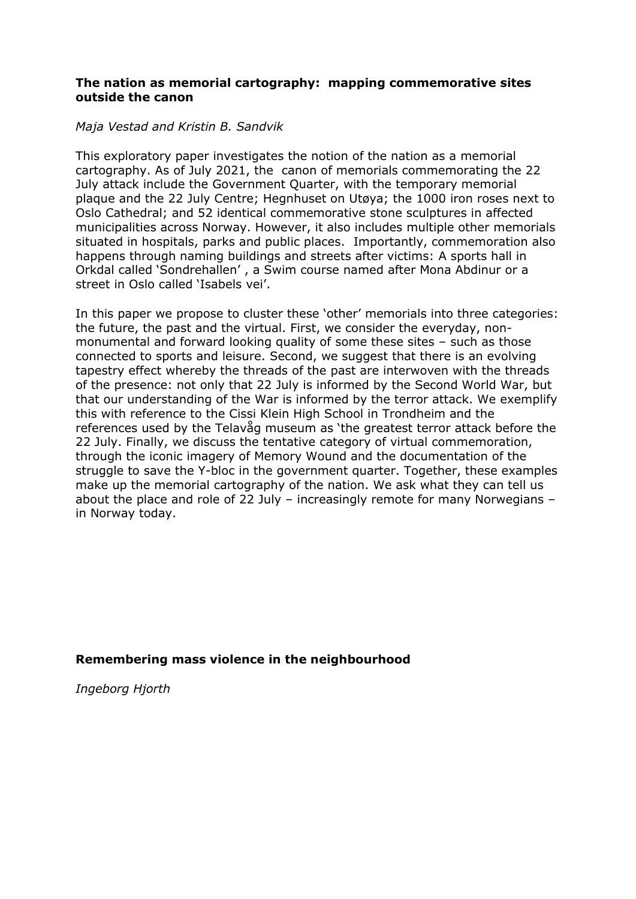**The nation as memorial cartography: mapping commemorative sites outside the canon**

*Maja Vestad and Kristin B. Sandvik*

This exploratory paper investigates the notion of the nation as a memorial cartography. As of July 2021, the canon of memorials commemorating the 22 July attack include the Government Quarter, with the temporary memorial plaque and the 22 July Centre; Hegnhuset on Utøya; the 1000 iron roses next to Oslo Cathedral; and 52 identical commemorative stone sculptures in affected municipalities across Norway. However, it also includes multiple other memorials situated in hospitals, parks and public places. Importantly, commemoration also happens through naming buildings and streets after victims: A sports hall in Orkdal called 'Sondrehallen' , a Swim course named after Mona Abdinur or a street in Oslo called 'Isabels vei'.

In this paper we propose to cluster these 'other' memorials into three categories: the future, the past and the virtual. First, we consider the everyday, non-monumental and forward looking quality of some these sites – such as those connected to sports and leisure. Second, we suggest that there is an evolving tapestry effect whereby the threads of the past are interwoven with the threads of the presence: not only that 22 July is informed by the Second World War, but that our understanding of the War is informed by the terror attack. We exemplify this with reference to the Cissi Klein High School in Trondheim and the references used by the Telavåg museum as 'the greatest terror attack before the 22 July. Finally, we discuss the tentative category of virtual commemoration, through the iconic imagery of Memory Wound and the documentation of the struggle to save the Y-bloc in the government quarter. Together, these examples make up the memorial cartography of the nation. We ask what they can tell us about the place and role of 22 July – increasingly remote for many Norwegians – in Norway today.

**Remembering mass violence in the neighbourhood**

*Ingeborg Hjorth*